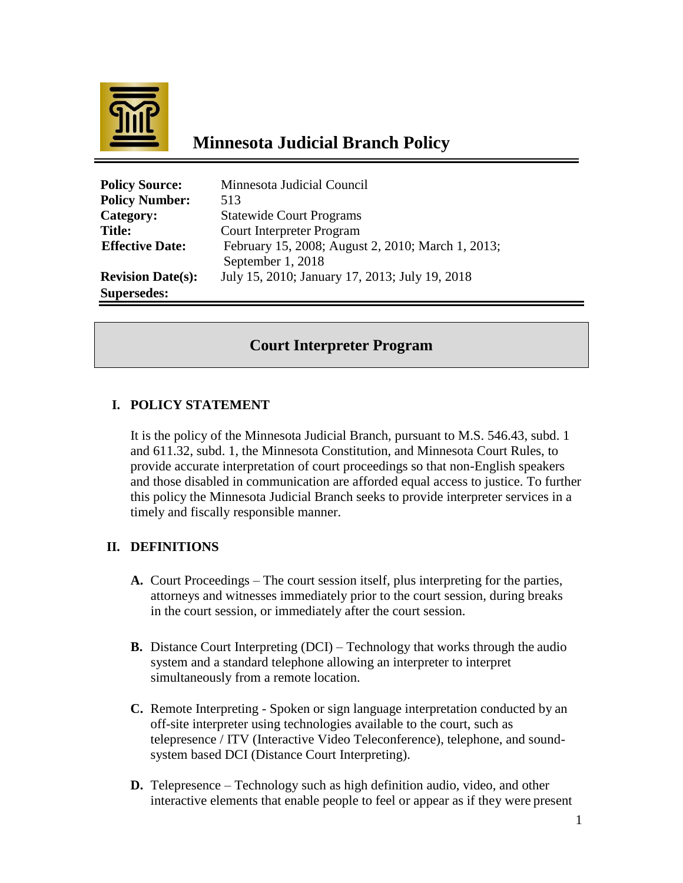# Minnesota Judicial Branch Policy

| | |
|---|---|
| **Policy Source:** | Minnesota Judicial Council |
| **Policy Number:** | 513 |
| **Category:** | Statewide Court Programs |
| **Title:** | Court Interpreter Program |
| **Effective Date:** | February 15, 2008; August 2, 2010; March 1, 2013; September 1, 2018 |
| **Revision Date(s):** | July 15, 2010; January 17, 2013; July 19, 2018 |
| **Supersedes:** | |

## Court Interpreter Program

### I. POLICY STATEMENT

It is the policy of the Minnesota Judicial Branch, pursuant to M.S. 546.43, subd. 1 and 611.32, subd. 1, the Minnesota Constitution, and Minnesota Court Rules, to provide accurate interpretation of court proceedings so that non-English speakers and those disabled in communication are afforded equal access to justice. To further this policy the Minnesota Judicial Branch seeks to provide interpreter services in a timely and fiscally responsible manner.

### II. DEFINITIONS

**A.** Court Proceedings – The court session itself, plus interpreting for the parties, attorneys and witnesses immediately prior to the court session, during breaks in the court session, or immediately after the court session.

**B.** Distance Court Interpreting (DCI) – Technology that works through the audio system and a standard telephone allowing an interpreter to interpret simultaneously from a remote location.

**C.** Remote Interpreting - Spoken or sign language interpretation conducted by an off-site interpreter using technologies available to the court, such as telepresence / ITV (Interactive Video Teleconference), telephone, and sound-system based DCI (Distance Court Interpreting).

**D.** Telepresence – Technology such as high definition audio, video, and other interactive elements that enable people to feel or appear as if they were present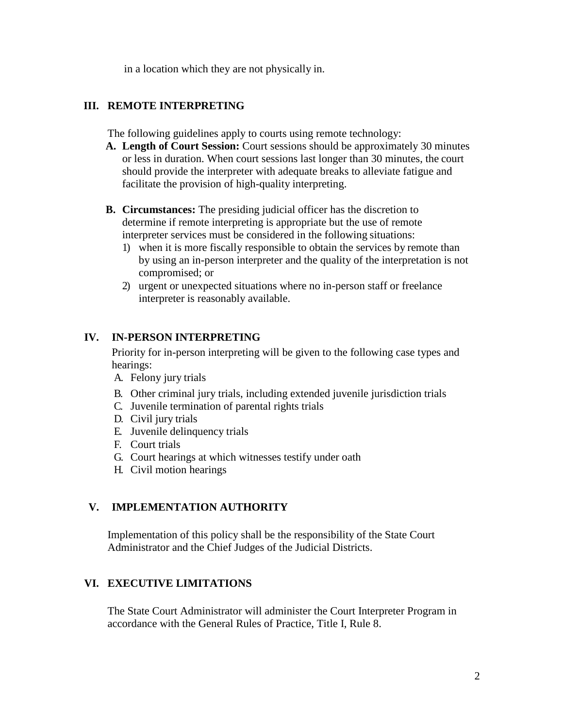in a location which they are not physically in.

## III. REMOTE INTERPRETING

The following guidelines apply to courts using remote technology:

**A. Length of Court Session:** Court sessions should be approximately 30 minutes or less in duration. When court sessions last longer than 30 minutes, the court should provide the interpreter with adequate breaks to alleviate fatigue and facilitate the provision of high-quality interpreting.

**B. Circumstances:** The presiding judicial officer has the discretion to determine if remote interpreting is appropriate but the use of remote interpreter services must be considered in the following situations:

1) when it is more fiscally responsible to obtain the services by remote than by using an in-person interpreter and the quality of the interpretation is not compromised; or
2) urgent or unexpected situations where no in-person staff or freelance interpreter is reasonably available.

## IV. IN-PERSON INTERPRETING

Priority for in-person interpreting will be given to the following case types and hearings:

A. Felony jury trials
B. Other criminal jury trials, including extended juvenile jurisdiction trials
C. Juvenile termination of parental rights trials
D. Civil jury trials
E. Juvenile delinquency trials
F. Court trials
G. Court hearings at which witnesses testify under oath
H. Civil motion hearings

## V. IMPLEMENTATION AUTHORITY

Implementation of this policy shall be the responsibility of the State Court Administrator and the Chief Judges of the Judicial Districts.

## VI. EXECUTIVE LIMITATIONS

The State Court Administrator will administer the Court Interpreter Program in accordance with the General Rules of Practice, Title I, Rule 8.